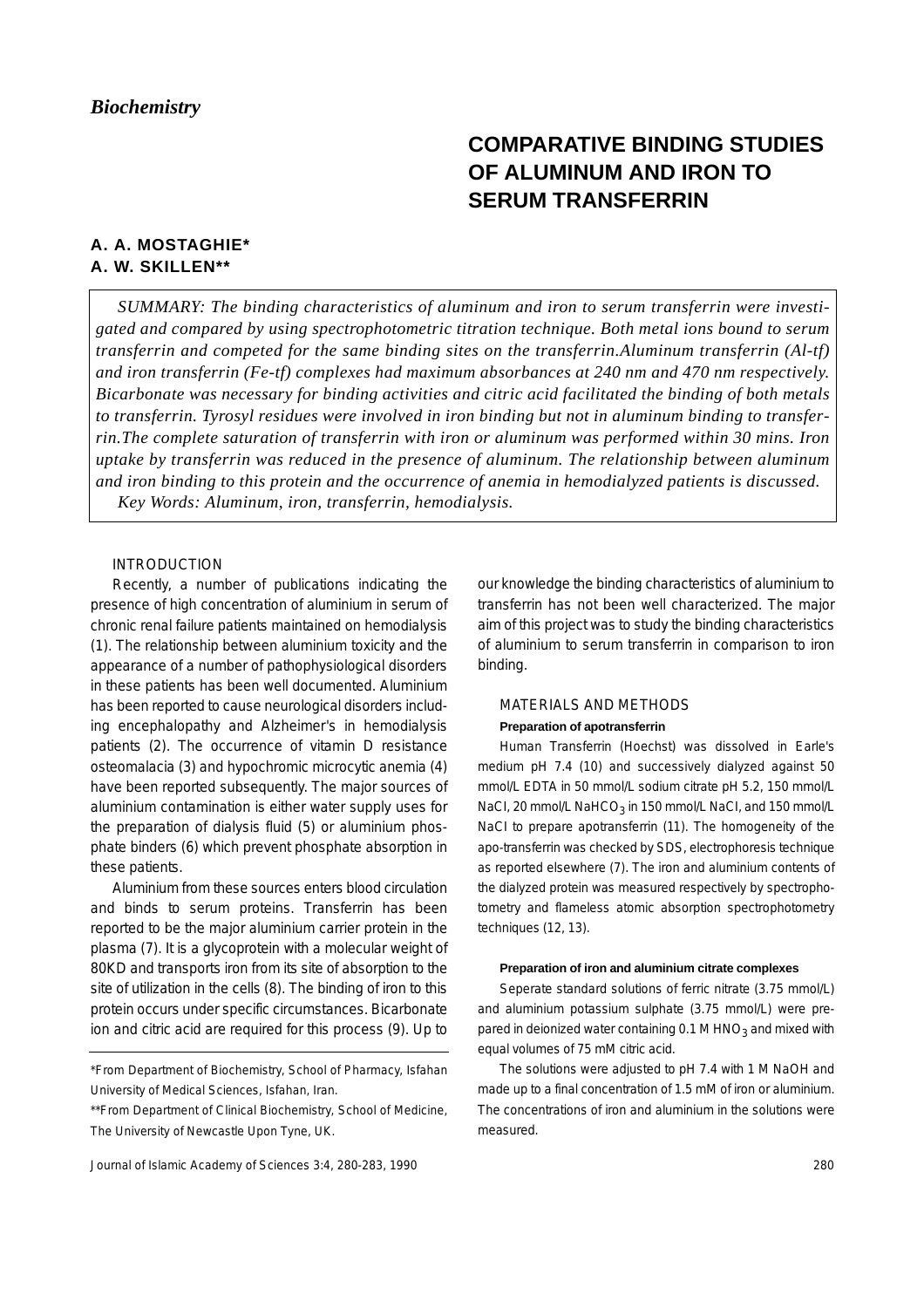*Biochemistry*

# COMPARATIVE BINDING STUDIES OF ALUMINUM AND IRON TO SERUM TRANSFERRIN

**A. A. MOSTAGHIE***
**A. W. SKILLEN****

*SUMMARY: The binding characteristics of aluminum and iron to serum transferrin were investigated and compared by using spectrophotometric titration technique. Both metal ions bound to serum transferrin and competed for the same binding sites on the transferrin.Aluminum transferrin (Al-tf) and iron transferrin (Fe-tf) complexes had maximum absorbances at 240 nm and 470 nm respectively. Bicarbonate was necessary for binding activities and citric acid facilitated the binding of both metals to transferrin. Tyrosyl residues were involved in iron binding but not in aluminum binding to transferrin.The complete saturation of transferrin with iron or aluminum was performed within 30 mins. Iron uptake by transferrin was reduced in the presence of aluminum. The relationship between aluminum and iron binding to this protein and the occurrence of anemia in hemodialyzed patients is discussed.*

*Key Words: Aluminum, iron, transferrin, hemodialysis.*

## INTRODUCTION

Recently, a number of publications indicating the presence of high concentration of aluminium in serum of chronic renal failure patients maintained on hemodialysis (1). The relationship between aluminium toxicity and the appearance of a number of pathophysiological disorders in these patients has been well documented. Aluminium has been reported to cause neurological disorders including encephalopathy and Alzheimer's in hemodialysis patients (2). The occurrence of vitamin D resistance osteomalacia (3) and hypochromic microcytic anemia (4) have been reported subsequently. The major sources of aluminium contamination is either water supply uses for the preparation of dialysis fluid (5) or aluminium phosphate binders (6) which prevent phosphate absorption in these patients.

Aluminium from these sources enters blood circulation and binds to serum proteins. Transferrin has been reported to be the major aluminium carrier protein in the plasma (7). It is a glycoprotein with a molecular weight of 80KD and transports iron from its site of absorption to the site of utilization in the cells (8). The binding of iron to this protein occurs under specific circumstances. Bicarbonate ion and citric acid are required for this process (9). Up to our knowledge the binding characteristics of aluminium to transferrin has not been well characterized. The major aim of this project was to study the binding characteristics of aluminium to serum transferrin in comparison to iron binding.

## MATERIALS AND METHODS

### Preparation of apotransferrin

Human Transferrin (Hoechst) was dissolved in Earle's medium pH 7.4 (10) and successively dialyzed against 50 mmol/L EDTA in 50 mmol/L sodium citrate pH 5.2, 150 mmol/L NaCI, 20 mmol/L $NaHCO_3$ in 150 mmol/L NaCI, and 150 mmol/L NaCI to prepare apotransferrin (11). The homogeneity of the apo-transferrin was checked by SDS, electrophoresis technique as reported elsewhere (7). The iron and aluminium contents of the dialyzed protein was measured respectively by spectrophotometry and flameless atomic absorption spectrophotometry techniques (12, 13).

### Preparation of iron and aluminium citrate complexes

Seperate standard solutions of ferric nitrate (3.75 mmol/L) and aluminium potassium sulphate (3.75 mmol/L) were prepared in deionized water containing 0.1 M $HNO_3$ and mixed with equal volumes of 75 mM citric acid.

The solutions were adjusted to pH 7.4 with 1 M NaOH and made up to a final concentration of 1.5 mM of iron or aluminium. The concentrations of iron and aluminium in the solutions were measured.

\*From Department of Biochemistry, School of Pharmacy, Isfahan University of Medical Sciences, Isfahan, Iran.

\*\*From Department of Clinical Biochemistry, School of Medicine, The University of Newcastle Upon Tyne, UK.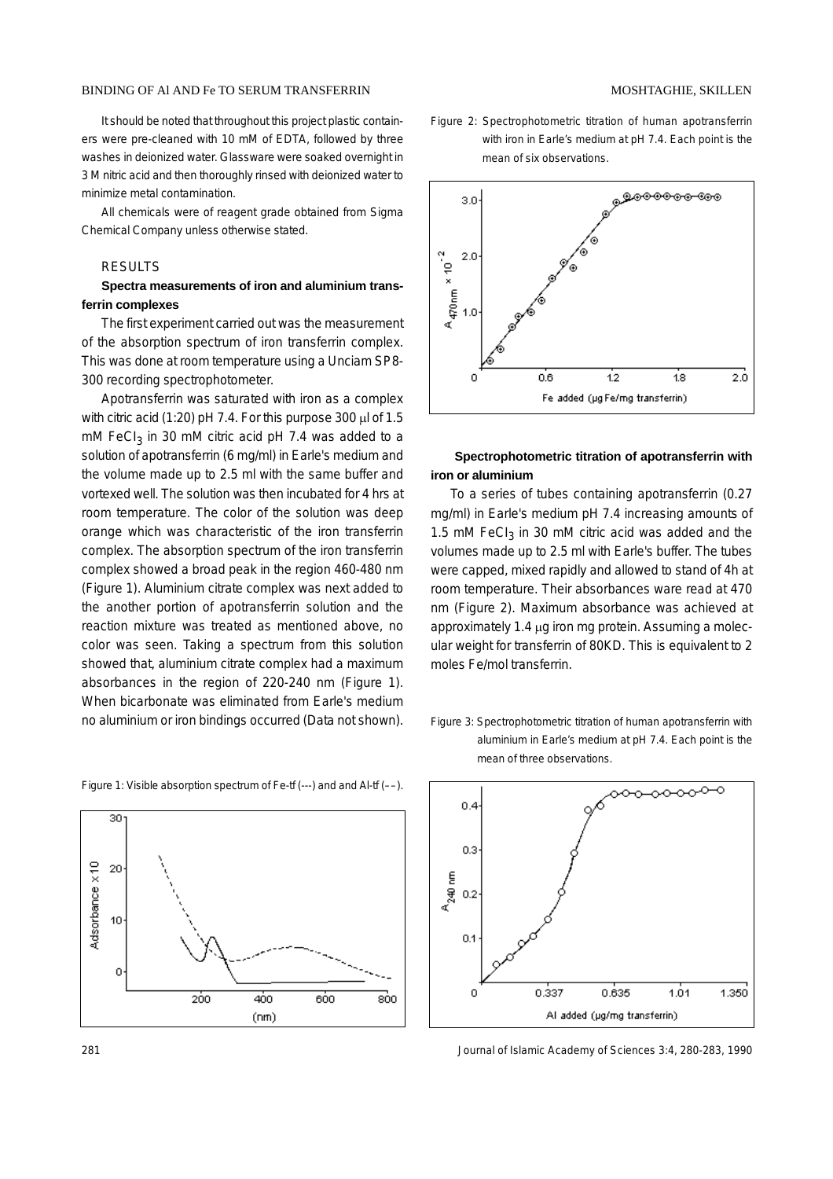It should be noted that throughout this project plastic containers were pre-cleaned with 10 mM of EDTA, followed by three washes in deionized water. Glassware were soaked overnight in 3 M nitric acid and then thoroughly rinsed with deionized water to minimize metal contamination.

All chemicals were of reagent grade obtained from Sigma Chemical Company unless otherwise stated.

## RESULTS

### Spectra measurements of iron and aluminium transferrin complexes

The first experiment carried out was the measurement of the absorption spectrum of iron transferrin complex. This was done at room temperature using a Unciam SP8-300 recording spectrophotometer.

Apotransferrin was saturated with iron as a complex with citric acid (1:20) pH 7.4. For this purpose 300 μl of 1.5 mM $FeCl_3$ in 30 mM citric acid pH 7.4 was added to a solution of apotransferrin (6 mg/ml) in Earle's medium and the volume made up to 2.5 ml with the same buffer and vortexed well. The solution was then incubated for 4 hrs at room temperature. The color of the solution was deep orange which was characteristic of the iron transferrin complex. The absorption spectrum of the iron transferrin complex showed a broad peak in the region 460-480 nm (Figure 1). Aluminium citrate complex was next added to the another portion of apotransferrin solution and the reaction mixture was treated as mentioned above, no color was seen. Taking a spectrum from this solution showed that, aluminium citrate complex had a maximum absorbances in the region of 220-240 nm (Figure 1). When bicarbonate was eliminated from Earle's medium no aluminium or iron bindings occurred (Data not shown).

Figure 1: Visible absorption spectrum of Fe-tf (---) and and Al-tf (––).

Figure 2: Spectrophotometric titration of human apotransferrin with iron in Earle's medium at pH 7.4. Each point is the mean of six observations.

### Spectrophotometric titration of apotransferrin with iron or aluminium

To a series of tubes containing apotransferrin (0.27 mg/ml) in Earle's medium pH 7.4 increasing amounts of 1.5 mM $FeCl_3$ in 30 mM citric acid was added and the volumes made up to 2.5 ml with Earle's buffer. The tubes were capped, mixed rapidly and allowed to stand of 4h at room temperature. Their absorbances ware read at 470 nm (Figure 2). Maximum absorbance was achieved at approximately 1.4 μg iron mg protein. Assuming a molecular weight for transferrin of 80KD. This is equivalent to 2 moles Fe/mol transferrin.

Figure 3: Spectrophotometric titration of human apotransferrin with aluminium in Earle's medium at pH 7.4. Each point is the mean of three observations.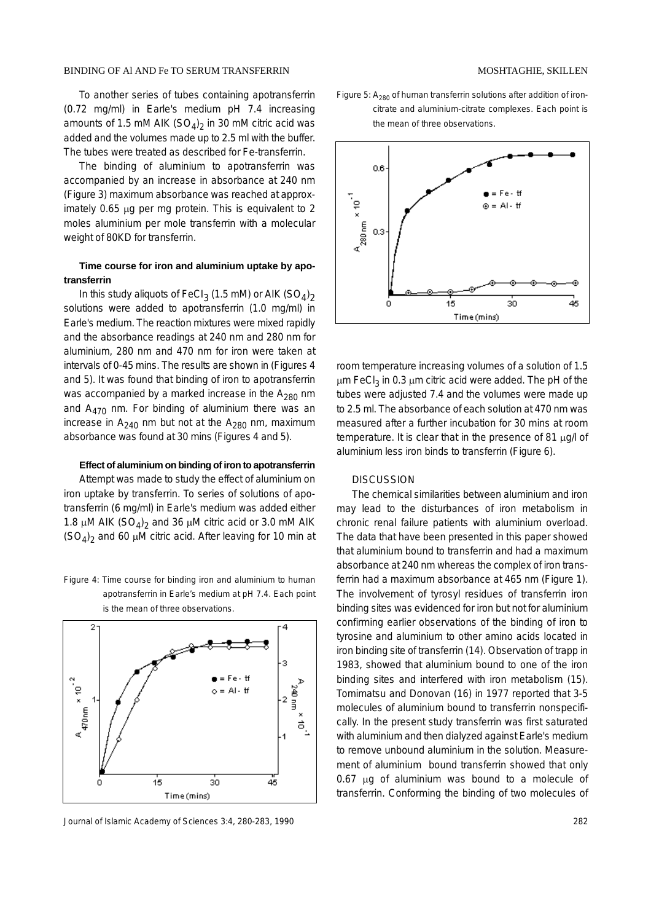To another series of tubes containing apotransferrin (0.72 mg/ml) in Earle's medium pH 7.4 increasing amounts of 1.5 mM AlK $(SO_4)_2$ in 30 mM citric acid was added and the volumes made up to 2.5 ml with the buffer. The tubes were treated as described for Fe-transferrin.

The binding of aluminium to apotransferrin was accompanied by an increase in absorbance at 240 nm (Figure 3) maximum absorbance was reached at approximately 0.65 μg per mg protein. This is equivalent to 2 moles aluminium per mole transferrin with a molecular weight of 80KD for transferrin.

### Time course for iron and aluminium uptake by apotransferrin

In this study aliquots of $FeCl_3$ (1.5 mM) or AlK $(SO_4)_2$ solutions were added to apotransferrin (1.0 mg/ml) in Earle's medium. The reaction mixtures were mixed rapidly and the absorbance readings at 240 nm and 280 nm for aluminium, 280 nm and 470 nm for iron were taken at intervals of 0-45 mins. The results are shown in (Figures 4 and 5). It was found that binding of iron to apotransferrin was accompanied by a marked increase in the $A_{280}$ nm and $A_{470}$ nm. For binding of aluminium there was an increase in $A_{240}$ nm but not at the $A_{280}$ nm, maximum absorbance was found at 30 mins (Figures 4 and 5).

### Effect of aluminium on binding of iron to apotransferrin

Attempt was made to study the effect of aluminium on iron uptake by transferrin. To series of solutions of apotransferrin (6 mg/ml) in Earle's medium was added either 1.8 μM AlK $(SO_4)_2$ and 36 μM citric acid or 3.0 mM AlK $(SO_4)_2$ and 60 μM citric acid. After leaving for 10 min at room temperature increasing volumes of a solution of 1.5 μm $FeCl_3$ in 0.3 μm citric acid were added. The pH of the tubes were adjusted 7.4 and the volumes were made up to 2.5 ml. The absorbance of each solution at 470 nm was measured after a further incubation for 30 mins at room temperature. It is clear that in the presence of 81 μg/l of aluminium less iron binds to transferrin (Figure 6).

Figure 4: Time course for binding iron and aluminium to human apotransferrin in Earle's medium at pH 7.4. Each point is the mean of three observations.

Figure 5: $A_{280}$ of human transferrin solutions after addition of iron-citrate and aluminium-citrate complexes. Each point is the mean of three observations.

## DISCUSSION

The chemical similarities between aluminium and iron may lead to the disturbances of iron metabolism in chronic renal failure patients with aluminium overload. The data that have been presented in this paper showed that aluminium bound to transferrin and had a maximum absorbance at 240 nm whereas the complex of iron transferrin had a maximum absorbance at 465 nm (Figure 1). The involvement of tyrosyl residues of transferrin iron binding sites was evidenced for iron but not for aluminium confirming earlier observations of the binding of iron to tyrosine and aluminium to other amino acids located in iron binding site of transferrin (14). Observation of trapp in 1983, showed that aluminium bound to one of the iron binding sites and interfered with iron metabolism (15). Tomimatsu and Donovan (16) in 1977 reported that 3-5 molecules of aluminium bound to transferrin nonspecifically. In the present study transferrin was first saturated with aluminium and then dialyzed against Earle's medium to remove unbound aluminium in the solution. Measurement of aluminium bound transferrin showed that only 0.67 μg of aluminium was bound to a molecule of transferrin. Conforming the binding of two molecules of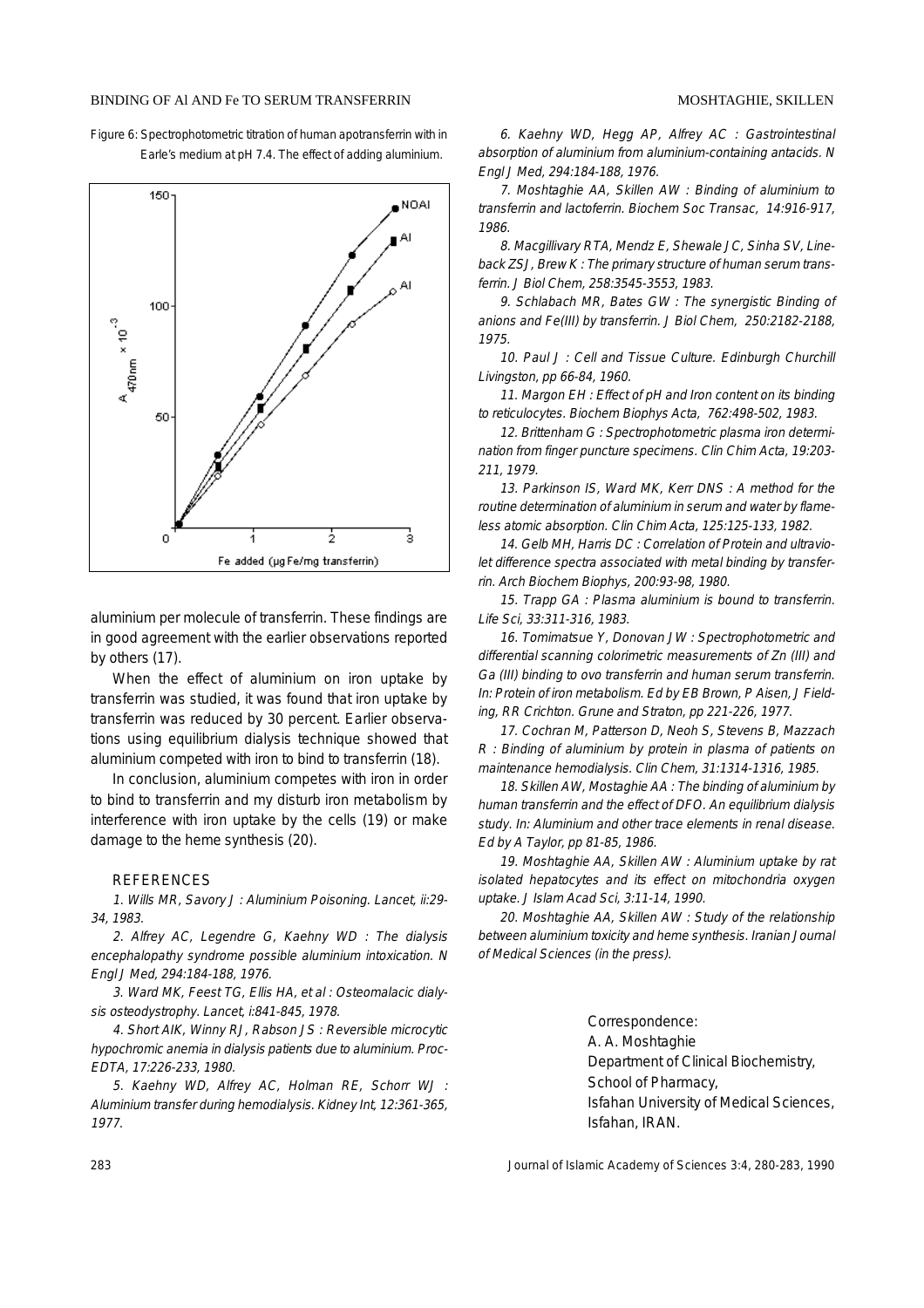Figure 6: Spectrophotometric titration of human apotransferrin with in Earle's medium at pH 7.4. The effect of adding aluminium.

150

100

50

0

NOAl

Al

Al

$A_{470nm} \times 10^{-3}$

0 1 2 3

Fe added (µg Fe/mg transferrin)

aluminium per molecule of transferrin. These findings are in good agreement with the earlier observations reported by others (17).

When the effect of aluminium on iron uptake by transferrin was studied, it was found that iron uptake by transferrin was reduced by 30 percent. Earlier observations using equilibrium dialysis technique showed that aluminium competed with iron to bind to transferrin (18).

In conclusion, aluminium competes with iron in order to bind to transferrin and my disturb iron metabolism by interference with iron uptake by the cells (19) or make damage to the heme synthesis (20).

## REFERENCES

*1. Wills MR, Savory J : Aluminium Poisoning. Lancet, ii:29-34, 1983.*

*2. Alfrey AC, Legendre G, Kaehny WD : The dialysis encephalopathy syndrome possible aluminium intoxication. N Engl J Med, 294:184-188, 1976.*

*3. Ward MK, Feest TG, Ellis HA, et al : Osteomalacic dialysis osteodystrophy. Lancet, i:841-845, 1978.*

*4. Short AIK, Winny RJ, Rabson JS : Reversible microcytic hypochromic anemia in dialysis patients due to aluminium. Proc-EDTA, 17:226-233, 1980.*

*5. Kaehny WD, Alfrey AC, Holman RE, Schorr WJ : Aluminium transfer during hemodialysis. Kidney Int, 12:361-365, 1977.*

*6. Kaehny WD, Hegg AP, Alfrey AC : Gastrointestinal absorption of aluminium from aluminium-containing antacids. N Engl J Med, 294:184-188, 1976.*

*7. Moshtaghie AA, Skillen AW : Binding of aluminium to transferrin and lactoferrin. Biochem Soc Transac, 14:916-917, 1986.*

*8. Macgillivary RTA, Mendz E, Shewale JC, Sinha SV, Lineback ZSJ, Brew K : The primary structure of human serum transferrin. J Biol Chem, 258:3545-3553, 1983.*

*9. Schlabach MR, Bates GW : The synergistic Binding of anions and Fe(III) by transferrin. J Biol Chem, 250:2182-2188, 1975.*

*10. Paul J : Cell and Tissue Culture. Edinburgh Churchill Livingston, pp 66-84, 1960.*

*11. Margon EH : Effect of pH and Iron content on its binding to reticulocytes. Biochem Biophys Acta, 762:498-502, 1983.*

*12. Brittenham G : Spectrophotometric plasma iron determination from finger puncture specimens. Clin Chim Acta, 19:203-211, 1979.*

*13. Parkinson IS, Ward MK, Kerr DNS : A method for the routine determination of aluminium in serum and water by flameless atomic absorption. Clin Chim Acta, 125:125-133, 1982.*

*14. Gelb MH, Harris DC : Correlation of Protein and ultraviolet difference spectra associated with metal binding by transferrin. Arch Biochem Biophys, 200:93-98, 1980.*

*15. Trapp GA : Plasma aluminium is bound to transferrin. Life Sci, 33:311-316, 1983.*

*16. Tomimatsue Y, Donovan JW : Spectrophotometric and differential scanning colorimetric measurements of Zn (III) and Ga (III) binding to ovo transferrin and human serum transferrin. In: Protein of iron metabolism. Ed by EB Brown, P Aisen, J Fielding, RR Crichton. Grune and Straton, pp 221-226, 1977.*

*17. Cochran M, Patterson D, Neoh S, Stevens B, Mazzach R : Binding of aluminium by protein in plasma of patients on maintenance hemodialysis. Clin Chem, 31:1314-1316, 1985.*

*18. Skillen AW, Mostaghie AA : The binding of aluminium by human transferrin and the effect of DFO. An equilibrium dialysis study. In: Aluminium and other trace elements in renal disease. Ed by A Taylor, pp 81-85, 1986.*

*19. Moshtaghie AA, Skillen AW : Aluminium uptake by rat isolated hepatocytes and its effect on mitochondria oxygen uptake. J Islam Acad Sci, 3:11-14, 1990.*

*20. Moshtaghie AA, Skillen AW : Study of the relationship between aluminium toxicity and heme synthesis. Iranian Journal of Medical Sciences (in the press).*

Correspondence:
A. A. Moshtaghie
Department of Clinical Biochemistry,
School of Pharmacy,
Isfahan University of Medical Sciences,
Isfahan, IRAN.